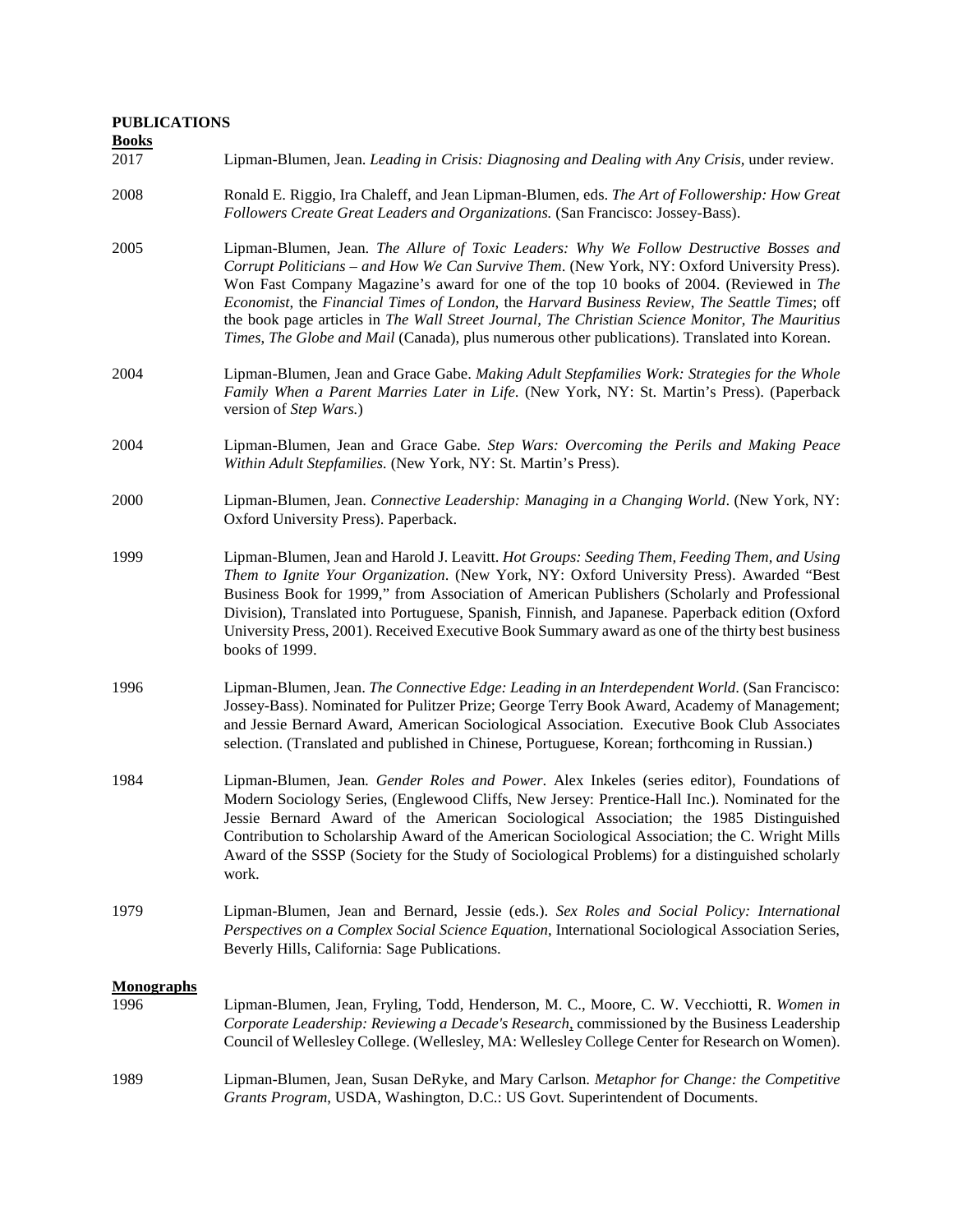**PUBLICATIONS**

**Books**

2017 Lipman-Blumen, Jean. *Leading in Crisis: Diagnosing and Dealing with Any Crisis*, under review.

2008 Ronald E. Riggio, Ira Chaleff, and Jean Lipman-Blumen, eds. *The Art of Followership: How Great Followers Create Great Leaders and Organizations.* (San Francisco: Jossey-Bass).

2005 Lipman-Blumen, Jean. *The Allure of Toxic Leaders: Why We Follow Destructive Bosses and Corrupt Politicians – and How We Can Survive Them*. (New York, NY: Oxford University Press). Won Fast Company Magazine's award for one of the top 10 books of 2004. (Reviewed in *The Economist*, the *Financial Times of London*, the *Harvard Business Review*, *The Seattle Times*; off the book page articles in *The Wall Street Journal*, *The Christian Science Monitor*, *The Mauritius Times*, *The Globe and Mail* (Canada), plus numerous other publications). Translated into Korean.

2004 Lipman-Blumen, Jean and Grace Gabe. *Making Adult Stepfamilies Work: Strategies for the Whole Family When a Parent Marries Later in Life*. (New York, NY: St. Martin's Press). (Paperback version of *Step Wars.*)

2004 Lipman-Blumen, Jean and Grace Gabe. *Step Wars: Overcoming the Perils and Making Peace Within Adult Stepfamilies.* (New York, NY: St. Martin's Press).

2000 Lipman-Blumen, Jean. *Connective Leadership: Managing in a Changing World*. (New York, NY: Oxford University Press). Paperback.

1999 Lipman-Blumen, Jean and Harold J. Leavitt. *Hot Groups: Seeding Them, Feeding Them, and Using Them to Ignite Your Organization*. (New York, NY: Oxford University Press). Awarded "Best Business Book for 1999," from Association of American Publishers (Scholarly and Professional Division), Translated into Portuguese, Spanish, Finnish, and Japanese. Paperback edition (Oxford University Press, 2001). Received Executive Book Summary award as one of the thirty best business books of 1999.

1996 Lipman-Blumen, Jean. *The Connective Edge: Leading in an Interdependent World*. (San Francisco: Jossey-Bass). Nominated for Pulitzer Prize; George Terry Book Award, Academy of Management; and Jessie Bernard Award, American Sociological Association. Executive Book Club Associates selection. (Translated and published in Chinese, Portuguese, Korean; forthcoming in Russian.)

1984 Lipman-Blumen, Jean. *Gender Roles and Power*. Alex Inkeles (series editor), Foundations of Modern Sociology Series, (Englewood Cliffs, New Jersey: Prentice-Hall Inc.). Nominated for the Jessie Bernard Award of the American Sociological Association; the 1985 Distinguished Contribution to Scholarship Award of the American Sociological Association; the C. Wright Mills Award of the SSSP (Society for the Study of Sociological Problems) for a distinguished scholarly work.

1979 Lipman-Blumen, Jean and Bernard, Jessie (eds.). *Sex Roles and Social Policy: International Perspectives on a Complex Social Science Equation*, International Sociological Association Series, Beverly Hills, California: Sage Publications.

**Monographs**

1996 Lipman-Blumen, Jean, Fryling, Todd, Henderson, M. C., Moore, C. W. Vecchiotti, R. *Women in Corporate Leadership: Reviewing a Decade's Research*, commissioned by the Business Leadership Council of Wellesley College. (Wellesley, MA: Wellesley College Center for Research on Women).

1989 Lipman-Blumen, Jean, Susan DeRyke, and Mary Carlson. *Metaphor for Change: the Competitive Grants Program*, USDA, Washington, D.C.: US Govt. Superintendent of Documents.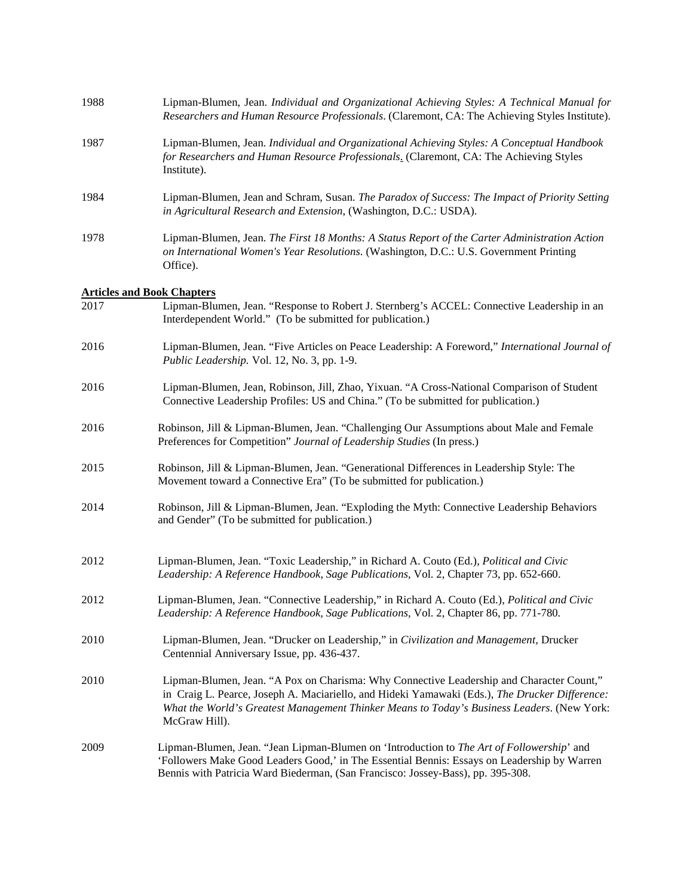1988 Lipman-Blumen, Jean. *Individual and Organizational Achieving Styles: A Technical Manual for Researchers and Human Resource Professionals*. (Claremont, CA: The Achieving Styles Institute).

1987 Lipman-Blumen, Jean. *Individual and Organizational Achieving Styles: A Conceptual Handbook for Researchers and Human Resource Professionals*. (Claremont, CA: The Achieving Styles Institute).

1984 Lipman-Blumen, Jean and Schram, Susan. *The Paradox of Success: The Impact of Priority Setting in Agricultural Research and Extension*, (Washington, D.C.: USDA).

1978 Lipman-Blumen, Jean. *The First 18 Months: A Status Report of the Carter Administration Action on International Women's Year Resolutions*. (Washington, D.C.: U.S. Government Printing Office).

**Articles and Book Chapters**

2017 Lipman-Blumen, Jean. "Response to Robert J. Sternberg's ACCEL: Connective Leadership in an Interdependent World." (To be submitted for publication.)

2016 Lipman-Blumen, Jean. "Five Articles on Peace Leadership: A Foreword," *International Journal of Public Leadership.* Vol. 12, No. 3, pp. 1-9.

2016 Lipman-Blumen, Jean, Robinson, Jill, Zhao, Yixuan. "A Cross-National Comparison of Student Connective Leadership Profiles: US and China." (To be submitted for publication.)

2016 Robinson, Jill & Lipman-Blumen, Jean. "Challenging Our Assumptions about Male and Female Preferences for Competition" *Journal of Leadership Studies* (In press.)

2015 Robinson, Jill & Lipman-Blumen, Jean. "Generational Differences in Leadership Style: The Movement toward a Connective Era" (To be submitted for publication.)

2014 Robinson, Jill & Lipman-Blumen, Jean. "Exploding the Myth: Connective Leadership Behaviors and Gender" (To be submitted for publication.)

2012 Lipman-Blumen, Jean. "Toxic Leadership," in Richard A. Couto (Ed.), *Political and Civic Leadership: A Reference Handbook, Sage Publications*, Vol. 2, Chapter 73, pp. 652-660.

2012 Lipman-Blumen, Jean. "Connective Leadership," in Richard A. Couto (Ed.), *Political and Civic Leadership: A Reference Handbook, Sage Publications,* Vol. 2, Chapter 86, pp. 771-780.

2010 Lipman-Blumen, Jean. "Drucker on Leadership," in *Civilization and Management,* Drucker Centennial Anniversary Issue, pp. 436-437.

2010 Lipman-Blumen, Jean. "A Pox on Charisma: Why Connective Leadership and Character Count," in Craig L. Pearce, Joseph A. Maciariello, and Hideki Yamawaki (Eds.), *The Drucker Difference: What the World's Greatest Management Thinker Means to Today's Business Leaders*. (New York: McGraw Hill).

2009 Lipman-Blumen, Jean. "Jean Lipman-Blumen on 'Introduction to *The Art of Followership*' and 'Followers Make Good Leaders Good,' in The Essential Bennis: Essays on Leadership by Warren Bennis with Patricia Ward Biederman, (San Francisco: Jossey-Bass), pp. 395-308.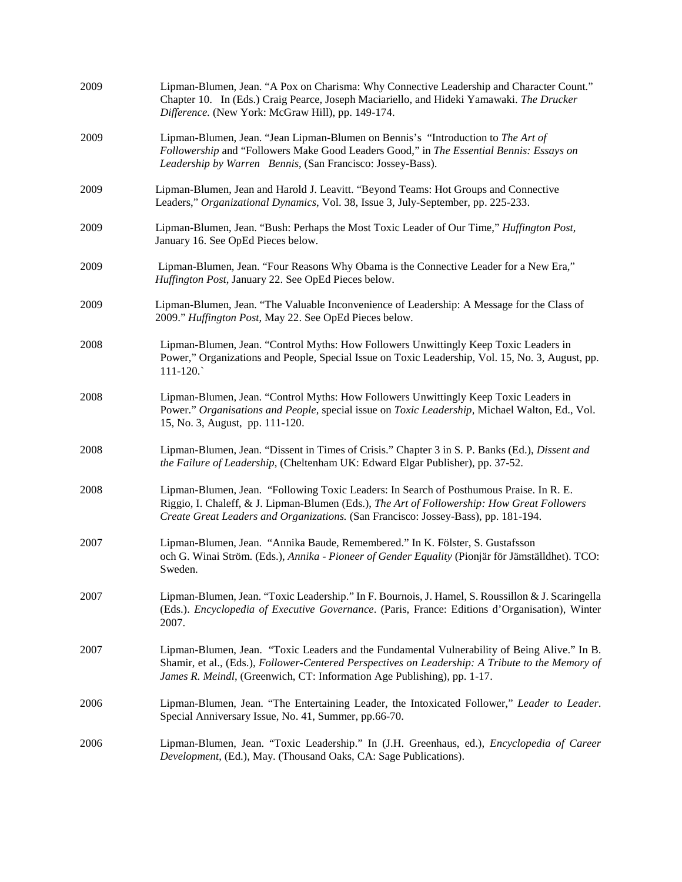2009 Lipman-Blumen, Jean. "A Pox on Charisma: Why Connective Leadership and Character Count." Chapter 10. In (Eds.) Craig Pearce, Joseph Maciariello, and Hideki Yamawaki. *The Drucker Difference.* (New York: McGraw Hill), pp. 149-174.

2009 Lipman-Blumen, Jean. "Jean Lipman-Blumen on Bennis's "Introduction to *The Art of Followership* and "Followers Make Good Leaders Good," in *The Essential Bennis: Essays on Leadership by Warren Bennis*, (San Francisco: Jossey-Bass).

2009 Lipman-Blumen, Jean and Harold J. Leavitt. "Beyond Teams: Hot Groups and Connective Leaders," *Organizational Dynamics*, Vol. 38, Issue 3, July-September, pp. 225-233.

2009 Lipman-Blumen, Jean. "Bush: Perhaps the Most Toxic Leader of Our Time," *Huffington Post*, January 16. See OpEd Pieces below.

2009 Lipman-Blumen, Jean. "Four Reasons Why Obama is the Connective Leader for a New Era," *Huffington Post*, January 22. See OpEd Pieces below.

2009 Lipman-Blumen, Jean. "The Valuable Inconvenience of Leadership: A Message for the Class of 2009." *Huffington Post*, May 22. See OpEd Pieces below.

2008 Lipman-Blumen, Jean. "Control Myths: How Followers Unwittingly Keep Toxic Leaders in Power," Organizations and People, Special Issue on Toxic Leadership, Vol. 15, No. 3, August, pp. 111-120.`

2008 Lipman-Blumen, Jean. "Control Myths: How Followers Unwittingly Keep Toxic Leaders in Power." *Organisations and People,* special issue on *Toxic Leadership,* Michael Walton, Ed., Vol. 15, No. 3, August, pp. 111-120.

2008 Lipman-Blumen, Jean. "Dissent in Times of Crisis." Chapter 3 in S. P. Banks (Ed.), *Dissent and the Failure of Leadership*, (Cheltenham UK: Edward Elgar Publisher), pp. 37-52.

2008 Lipman-Blumen, Jean. "Following Toxic Leaders: In Search of Posthumous Praise. In R. E. Riggio, I. Chaleff, & J. Lipman-Blumen (Eds.), *The Art of Followership: How Great Followers Create Great Leaders and Organizations.* (San Francisco: Jossey-Bass), pp. 181-194.

2007 Lipman-Blumen, Jean. "Annika Baude, Remembered." In K. Fölster, S. Gustafsson och G. Winai Ström. (Eds.), *Annika - Pioneer of Gender Equality* (Pionjär för Jämställdhet). TCO: Sweden.

2007 Lipman-Blumen, Jean. "Toxic Leadership." In F. Bournois, J. Hamel, S. Roussillon & J. Scaringella (Eds.). *Encyclopedia of Executive Governance*. (Paris, France: Editions d'Organisation), Winter 2007.

2007 Lipman-Blumen, Jean. "Toxic Leaders and the Fundamental Vulnerability of Being Alive." In B. Shamir, et al., (Eds.), *Follower-Centered Perspectives on Leadership: A Tribute to the Memory of James R. Meindl*, (Greenwich, CT: Information Age Publishing), pp. 1-17.

2006 Lipman-Blumen, Jean. "The Entertaining Leader, the Intoxicated Follower," *Leader to Leader*. Special Anniversary Issue, No. 41, Summer, pp.66-70.

2006 Lipman-Blumen, Jean. "Toxic Leadership." In (J.H. Greenhaus, ed.), *Encyclopedia of Career Development*, (Ed.), May. (Thousand Oaks, CA: Sage Publications).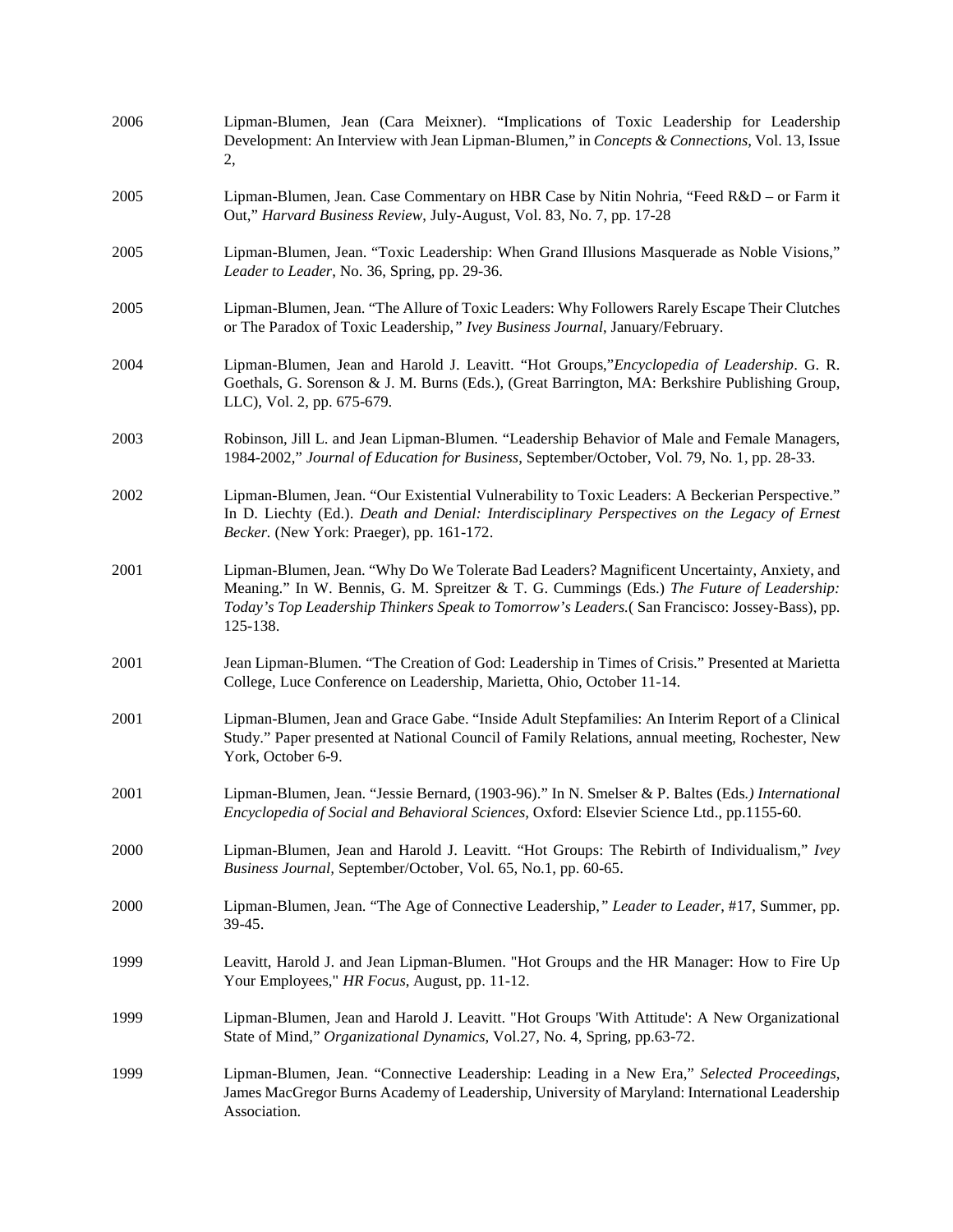2006 Lipman-Blumen, Jean (Cara Meixner). "Implications of Toxic Leadership for Leadership Development: An Interview with Jean Lipman-Blumen," in *Concepts & Connections*, Vol. 13, Issue 2,

2005 Lipman-Blumen, Jean. Case Commentary on HBR Case by Nitin Nohria, "Feed R&D – or Farm it Out," *Harvard Business Review*, July-August, Vol. 83, No. 7, pp. 17-28

2005 Lipman-Blumen, Jean. "Toxic Leadership: When Grand Illusions Masquerade as Noble Visions," *Leader to Leader*, No. 36, Spring, pp. 29-36.

2005 Lipman-Blumen, Jean. "The Allure of Toxic Leaders: Why Followers Rarely Escape Their Clutches or The Paradox of Toxic Leadership," *Ivey Business Journal*, January/February.

2004 Lipman-Blumen, Jean and Harold J. Leavitt. "Hot Groups,"*Encyclopedia of Leadership*. G. R. Goethals, G. Sorenson & J. M. Burns (Eds.), (Great Barrington, MA: Berkshire Publishing Group, LLC), Vol. 2, pp. 675-679.

2003 Robinson, Jill L. and Jean Lipman-Blumen. "Leadership Behavior of Male and Female Managers, 1984-2002," *Journal of Education for Business*, September/October, Vol. 79, No. 1, pp. 28-33.

2002 Lipman-Blumen, Jean. "Our Existential Vulnerability to Toxic Leaders: A Beckerian Perspective." In D. Liechty (Ed.). *Death and Denial: Interdisciplinary Perspectives on the Legacy of Ernest Becker.* (New York: Praeger), pp. 161-172.

2001 Lipman-Blumen, Jean. "Why Do We Tolerate Bad Leaders? Magnificent Uncertainty, Anxiety, and Meaning." In W. Bennis, G. M. Spreitzer & T. G. Cummings (Eds.) *The Future of Leadership: Today's Top Leadership Thinkers Speak to Tomorrow's Leaders.*( San Francisco: Jossey-Bass), pp. 125-138.

2001 Jean Lipman-Blumen. "The Creation of God: Leadership in Times of Crisis." Presented at Marietta College, Luce Conference on Leadership, Marietta, Ohio, October 11-14.

2001 Lipman-Blumen, Jean and Grace Gabe. "Inside Adult Stepfamilies: An Interim Report of a Clinical Study." Paper presented at National Council of Family Relations, annual meeting, Rochester, New York, October 6-9.

2001 Lipman-Blumen, Jean. "Jessie Bernard, (1903-96)." In N. Smelser & P. Baltes (Eds*.) International Encyclopedia of Social and Behavioral Sciences*, Oxford: Elsevier Science Ltd., pp.1155-60.

2000 Lipman-Blumen, Jean and Harold J. Leavitt. "Hot Groups: The Rebirth of Individualism," *Ivey Business Journal*, September/October, Vol. 65, No.1, pp. 60-65.

2000 Lipman-Blumen, Jean. "The Age of Connective Leadership," *Leader to Leader*, #17, Summer, pp. 39-45.

1999 Leavitt, Harold J. and Jean Lipman-Blumen. "Hot Groups and the HR Manager: How to Fire Up Your Employees," *HR Focus*, August, pp. 11-12.

1999 Lipman-Blumen, Jean and Harold J. Leavitt. "Hot Groups 'With Attitude': A New Organizational State of Mind," *Organizational Dynamics*, Vol.27, No. 4, Spring, pp.63-72.

1999 Lipman-Blumen, Jean. "Connective Leadership: Leading in a New Era," *Selected Proceedings*, James MacGregor Burns Academy of Leadership, University of Maryland: International Leadership Association.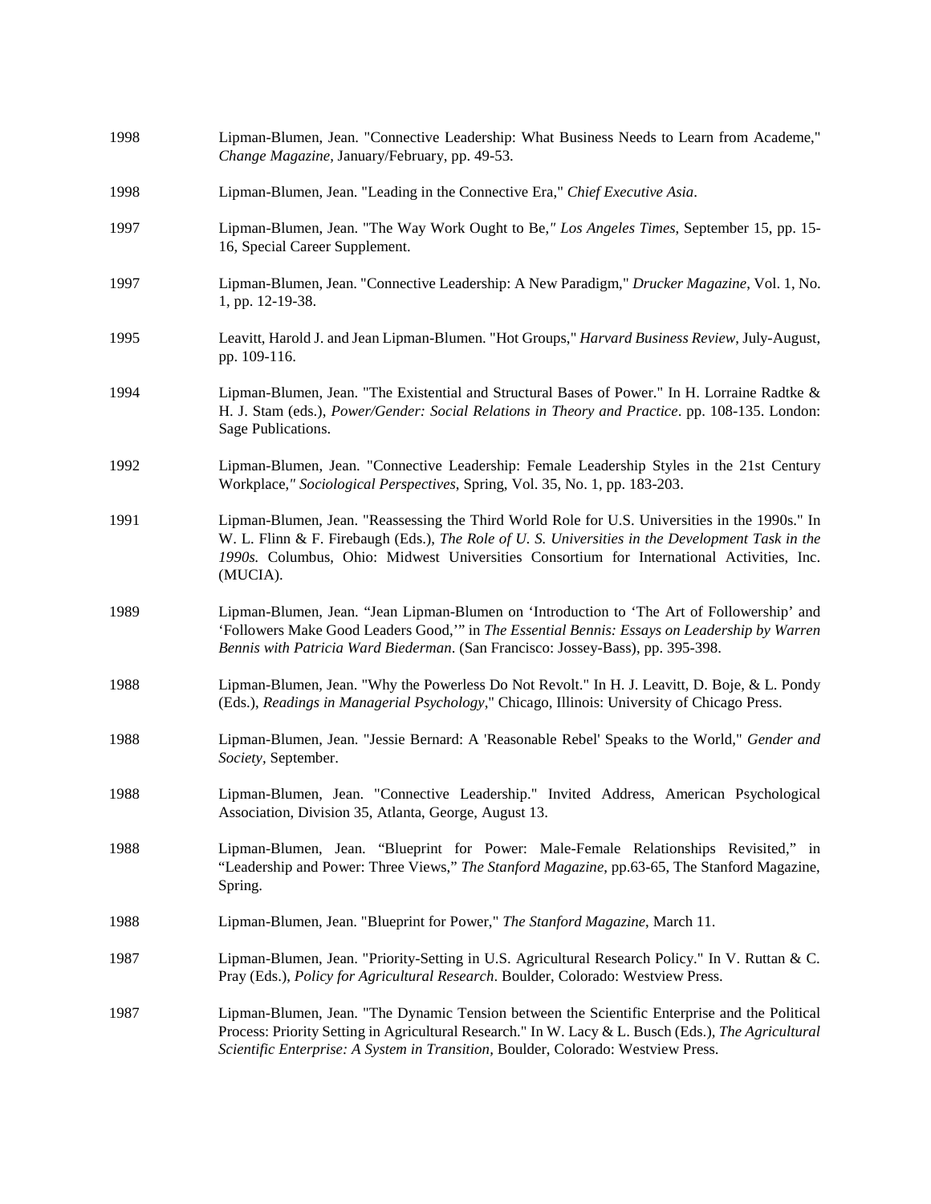1998 Lipman-Blumen, Jean. "Connective Leadership: What Business Needs to Learn from Academe," *Change Magazine*, January/February, pp. 49-53.

1998 Lipman-Blumen, Jean. "Leading in the Connective Era," *Chief Executive Asia*.

1997 Lipman-Blumen, Jean. "The Way Work Ought to Be," *Los Angeles Times*, September 15, pp. 15-16, Special Career Supplement.

1997 Lipman-Blumen, Jean. "Connective Leadership: A New Paradigm," *Drucker Magazine*, Vol. 1, No. 1, pp. 12-19-38.

1995 Leavitt, Harold J. and Jean Lipman-Blumen. "Hot Groups," *Harvard Business Review*, July-August, pp. 109-116.

1994 Lipman-Blumen, Jean. "The Existential and Structural Bases of Power." In H. Lorraine Radtke & H. J. Stam (eds.), *Power/Gender: Social Relations in Theory and Practice*. pp. 108-135. London: Sage Publications.

1992 Lipman-Blumen, Jean. "Connective Leadership: Female Leadership Styles in the 21st Century Workplace," *Sociological Perspectives*, Spring, Vol. 35, No. 1, pp. 183-203.

1991 Lipman-Blumen, Jean. "Reassessing the Third World Role for U.S. Universities in the 1990s." In W. L. Flinn & F. Firebaugh (Eds.), *The Role of U. S. Universities in the Development Task in the 1990s.* Columbus, Ohio: Midwest Universities Consortium for International Activities, Inc. (MUCIA).

1989 Lipman-Blumen, Jean. "Jean Lipman-Blumen on 'Introduction to 'The Art of Followership' and 'Followers Make Good Leaders Good,'" in *The Essential Bennis: Essays on Leadership by Warren Bennis with Patricia Ward Biederman*. (San Francisco: Jossey-Bass), pp. 395-398.

1988 Lipman-Blumen, Jean. "Why the Powerless Do Not Revolt." In H. J. Leavitt, D. Boje, & L. Pondy (Eds.), *Readings in Managerial Psychology*," Chicago, Illinois: University of Chicago Press.

1988 Lipman-Blumen, Jean. "Jessie Bernard: A 'Reasonable Rebel' Speaks to the World," *Gender and Society*, September.

1988 Lipman-Blumen, Jean. "Connective Leadership." Invited Address, American Psychological Association, Division 35, Atlanta, George, August 13.

1988 Lipman-Blumen, Jean. "Blueprint for Power: Male-Female Relationships Revisited," in "Leadership and Power: Three Views," *The Stanford Magazine*, pp.63-65, The Stanford Magazine, Spring.

1988 Lipman-Blumen, Jean. "Blueprint for Power," *The Stanford Magazine*, March 11.

1987 Lipman-Blumen, Jean. "Priority-Setting in U.S. Agricultural Research Policy." In V. Ruttan & C. Pray (Eds.), *Policy for Agricultural Research*. Boulder, Colorado: Westview Press.

1987 Lipman-Blumen, Jean. "The Dynamic Tension between the Scientific Enterprise and the Political Process: Priority Setting in Agricultural Research." In W. Lacy & L. Busch (Eds.), *The Agricultural Scientific Enterprise: A System in Transition*, Boulder, Colorado: Westview Press.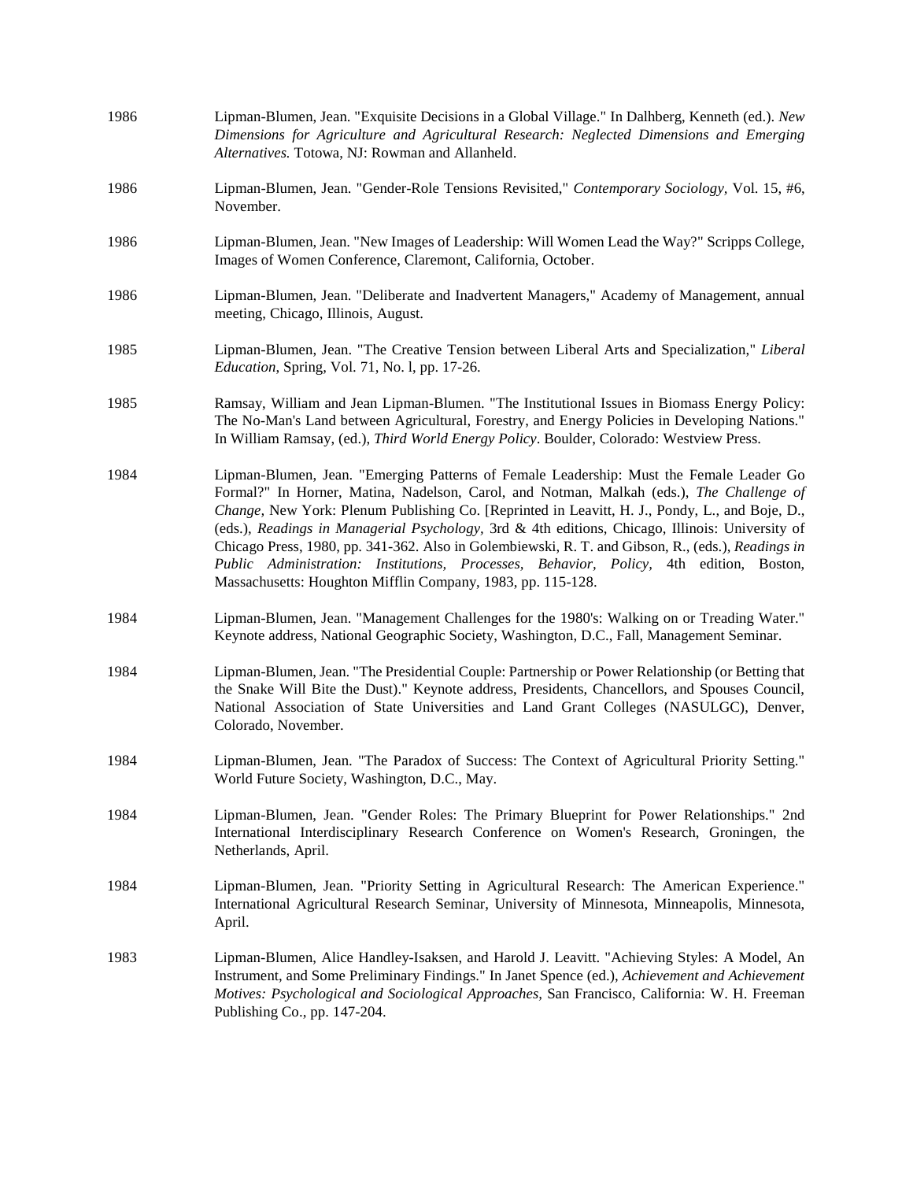1986 Lipman-Blumen, Jean. "Exquisite Decisions in a Global Village." In Dalhberg, Kenneth (ed.). *New Dimensions for Agriculture and Agricultural Research: Neglected Dimensions and Emerging Alternatives.* Totowa, NJ: Rowman and Allanheld.

1986 Lipman-Blumen, Jean. "Gender-Role Tensions Revisited," *Contemporary Sociology*, Vol. 15, #6, November.

1986 Lipman-Blumen, Jean. "New Images of Leadership: Will Women Lead the Way?" Scripps College, Images of Women Conference, Claremont, California, October.

1986 Lipman-Blumen, Jean. "Deliberate and Inadvertent Managers," Academy of Management, annual meeting, Chicago, Illinois, August.

1985 Lipman-Blumen, Jean. "The Creative Tension between Liberal Arts and Specialization," *Liberal Education,* Spring, Vol. 71, No. l, pp. 17-26.

1985 Ramsay, William and Jean Lipman-Blumen. "The Institutional Issues in Biomass Energy Policy: The No-Man's Land between Agricultural, Forestry, and Energy Policies in Developing Nations." In William Ramsay, (ed.), *Third World Energy Policy*. Boulder, Colorado: Westview Press.

1984 Lipman-Blumen, Jean. "Emerging Patterns of Female Leadership: Must the Female Leader Go Formal?" In Horner, Matina, Nadelson, Carol, and Notman, Malkah (eds.), *The Challenge of Change,* New York: Plenum Publishing Co. [Reprinted in Leavitt, H. J., Pondy, L., and Boje, D., (eds.), *Readings in Managerial Psychology,* 3rd & 4th editions, Chicago, Illinois: University of Chicago Press, 1980, pp. 341-362. Also in Golembiewski, R. T. and Gibson, R., (eds.), *Readings in Public Administration: Institutions, Processes, Behavior, Policy,* 4th edition, Boston, Massachusetts: Houghton Mifflin Company, 1983, pp. 115-128.

1984 Lipman-Blumen, Jean. "Management Challenges for the 1980's: Walking on or Treading Water." Keynote address, National Geographic Society, Washington, D.C., Fall, Management Seminar.

1984 Lipman-Blumen, Jean. "The Presidential Couple: Partnership or Power Relationship (or Betting that the Snake Will Bite the Dust)." Keynote address, Presidents, Chancellors, and Spouses Council, National Association of State Universities and Land Grant Colleges (NASULGC), Denver, Colorado, November.

1984 Lipman-Blumen, Jean. "The Paradox of Success: The Context of Agricultural Priority Setting." World Future Society, Washington, D.C., May.

1984 Lipman-Blumen, Jean. "Gender Roles: The Primary Blueprint for Power Relationships." 2nd International Interdisciplinary Research Conference on Women's Research, Groningen, the Netherlands, April.

1984 Lipman-Blumen, Jean. "Priority Setting in Agricultural Research: The American Experience." International Agricultural Research Seminar, University of Minnesota, Minneapolis, Minnesota, April.

1983 Lipman-Blumen, Alice Handley-Isaksen, and Harold J. Leavitt. "Achieving Styles: A Model, An Instrument, and Some Preliminary Findings." In Janet Spence (ed.), *Achievement and Achievement Motives: Psychological and Sociological Approaches,* San Francisco, California: W. H. Freeman Publishing Co., pp. 147-204.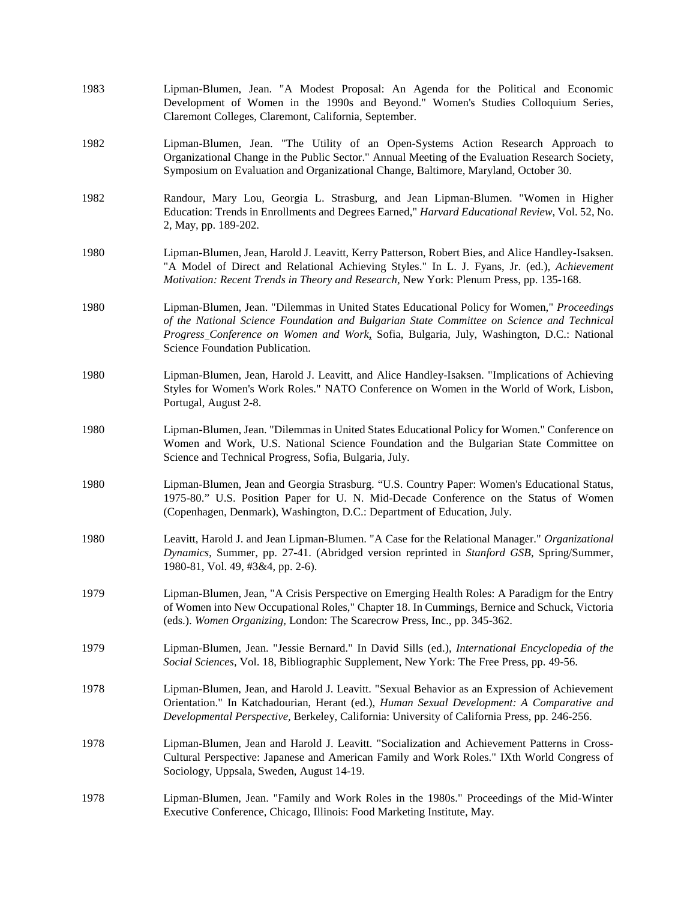1983 Lipman-Blumen, Jean. "A Modest Proposal: An Agenda for the Political and Economic Development of Women in the 1990s and Beyond." Women's Studies Colloquium Series, Claremont Colleges, Claremont, California, September.

1982 Lipman-Blumen, Jean. "The Utility of an Open-Systems Action Research Approach to Organizational Change in the Public Sector." Annual Meeting of the Evaluation Research Society, Symposium on Evaluation and Organizational Change, Baltimore, Maryland, October 30.

1982 Randour, Mary Lou, Georgia L. Strasburg, and Jean Lipman-Blumen. "Women in Higher Education: Trends in Enrollments and Degrees Earned," *Harvard Educational Review*, Vol. 52, No. 2, May, pp. 189-202.

1980 Lipman-Blumen, Jean, Harold J. Leavitt, Kerry Patterson, Robert Bies, and Alice Handley-Isaksen. "A Model of Direct and Relational Achieving Styles." In L. J. Fyans, Jr. (ed.), *Achievement Motivation: Recent Trends in Theory and Research*, New York: Plenum Press, pp. 135-168.

1980 Lipman-Blumen, Jean. "Dilemmas in United States Educational Policy for Women," *Proceedings of the National Science Foundation and Bulgarian State Committee on Science and Technical Progress Conference on Women and Work*, Sofia, Bulgaria, July, Washington, D.C.: National Science Foundation Publication.

1980 Lipman-Blumen, Jean, Harold J. Leavitt, and Alice Handley-Isaksen. "Implications of Achieving Styles for Women's Work Roles." NATO Conference on Women in the World of Work, Lisbon, Portugal, August 2-8.

1980 Lipman-Blumen, Jean. "Dilemmas in United States Educational Policy for Women." Conference on Women and Work, U.S. National Science Foundation and the Bulgarian State Committee on Science and Technical Progress, Sofia, Bulgaria, July.

1980 Lipman-Blumen, Jean and Georgia Strasburg. "U.S. Country Paper: Women's Educational Status, 1975-80." U.S. Position Paper for U. N. Mid-Decade Conference on the Status of Women (Copenhagen, Denmark), Washington, D.C.: Department of Education, July.

1980 Leavitt, Harold J. and Jean Lipman-Blumen. "A Case for the Relational Manager." *Organizational Dynamics*, Summer, pp. 27-41. (Abridged version reprinted in *Stanford GSB*, Spring/Summer, 1980-81, Vol. 49, #3&4, pp. 2-6).

1979 Lipman-Blumen, Jean, "A Crisis Perspective on Emerging Health Roles: A Paradigm for the Entry of Women into New Occupational Roles," Chapter 18. In Cummings, Bernice and Schuck, Victoria (eds.). *Women Organizing*, London: The Scarecrow Press, Inc., pp. 345-362.

1979 Lipman-Blumen, Jean. "Jessie Bernard." In David Sills (ed.), *International Encyclopedia of the Social Sciences*, Vol. 18, Bibliographic Supplement, New York: The Free Press, pp. 49-56.

1978 Lipman-Blumen, Jean, and Harold J. Leavitt. "Sexual Behavior as an Expression of Achievement Orientation." In Katchadourian, Herant (ed.), *Human Sexual Development: A Comparative and Developmental Perspective*, Berkeley, California: University of California Press, pp. 246-256.

1978 Lipman-Blumen, Jean and Harold J. Leavitt. "Socialization and Achievement Patterns in Cross-Cultural Perspective: Japanese and American Family and Work Roles." IXth World Congress of Sociology, Uppsala, Sweden, August 14-19.

1978 Lipman-Blumen, Jean. "Family and Work Roles in the 1980s." Proceedings of the Mid-Winter Executive Conference, Chicago, Illinois: Food Marketing Institute, May.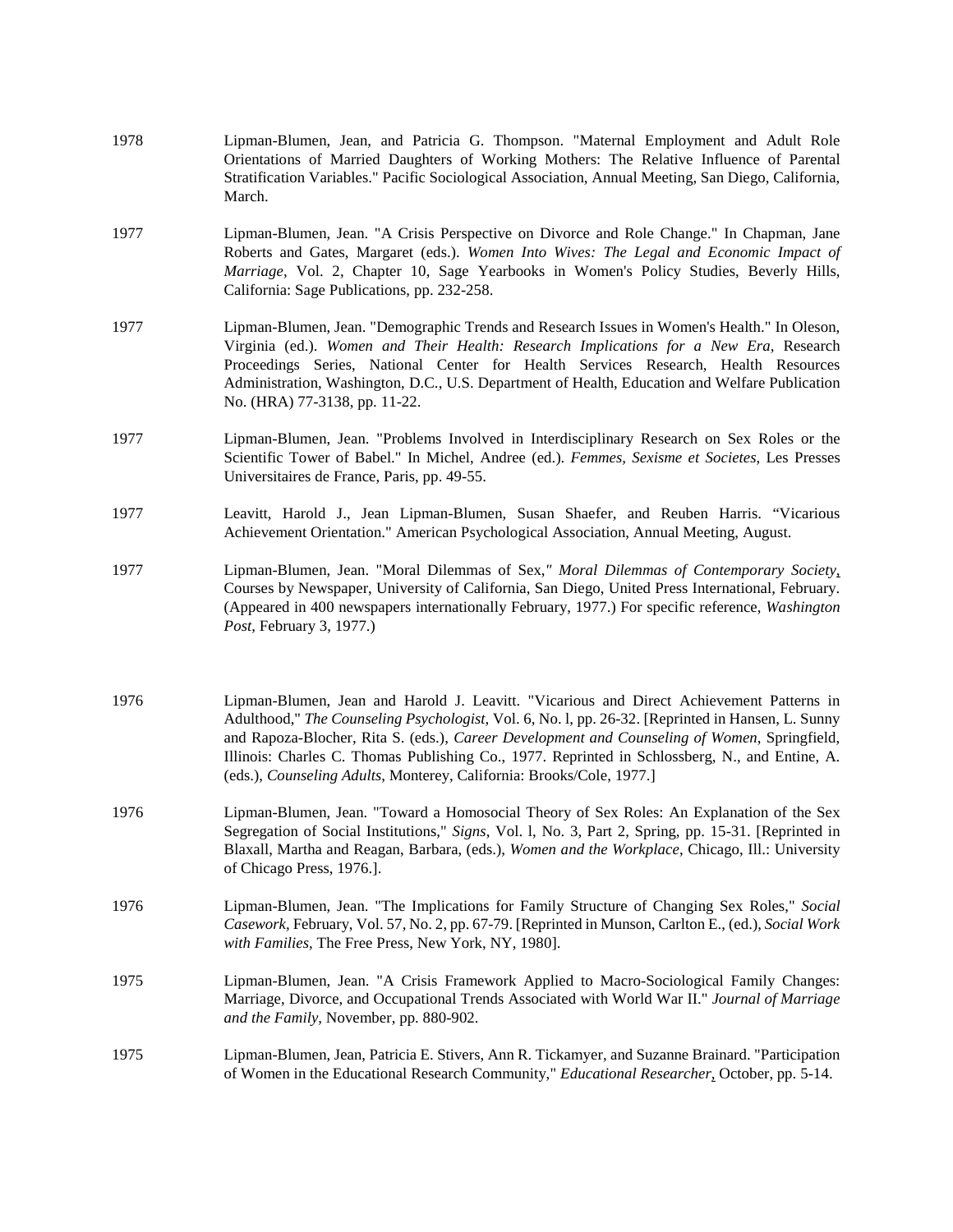1978 Lipman-Blumen, Jean, and Patricia G. Thompson. "Maternal Employment and Adult Role Orientations of Married Daughters of Working Mothers: The Relative Influence of Parental Stratification Variables." Pacific Sociological Association, Annual Meeting, San Diego, California, March.

1977 Lipman-Blumen, Jean. "A Crisis Perspective on Divorce and Role Change." In Chapman, Jane Roberts and Gates, Margaret (eds.). *Women Into Wives: The Legal and Economic Impact of Marriage*, Vol. 2, Chapter 10, Sage Yearbooks in Women's Policy Studies, Beverly Hills, California: Sage Publications, pp. 232-258.

1977 Lipman-Blumen, Jean. "Demographic Trends and Research Issues in Women's Health." In Oleson, Virginia (ed.). *Women and Their Health: Research Implications for a New Era*, Research Proceedings Series, National Center for Health Services Research, Health Resources Administration, Washington, D.C., U.S. Department of Health, Education and Welfare Publication No. (HRA) 77-3138, pp. 11-22.

1977 Lipman-Blumen, Jean. "Problems Involved in Interdisciplinary Research on Sex Roles or the Scientific Tower of Babel." In Michel, Andree (ed.). *Femmes, Sexisme et Societes*, Les Presses Universitaires de France, Paris, pp. 49-55.

1977 Leavitt, Harold J., Jean Lipman-Blumen, Susan Shaefer, and Reuben Harris. "Vicarious Achievement Orientation." American Psychological Association, Annual Meeting, August.

1977 Lipman-Blumen, Jean. "Moral Dilemmas of Sex," *Moral Dilemmas of Contemporary Society*, Courses by Newspaper, University of California, San Diego, United Press International, February. (Appeared in 400 newspapers internationally February, 1977.) For specific reference, *Washington Post*, February 3, 1977.)

1976 Lipman-Blumen, Jean and Harold J. Leavitt. "Vicarious and Direct Achievement Patterns in Adulthood," *The Counseling Psychologist*, Vol. 6, No. l, pp. 26-32. [Reprinted in Hansen, L. Sunny and Rapoza-Blocher, Rita S. (eds.), *Career Development and Counseling of Women*, Springfield, Illinois: Charles C. Thomas Publishing Co., 1977. Reprinted in Schlossberg, N., and Entine, A. (eds.), *Counseling Adults*, Monterey, California: Brooks/Cole, 1977.]

1976 Lipman-Blumen, Jean. "Toward a Homosocial Theory of Sex Roles: An Explanation of the Sex Segregation of Social Institutions," *Signs*, Vol. l, No. 3, Part 2, Spring, pp. 15-31. [Reprinted in Blaxall, Martha and Reagan, Barbara, (eds.), *Women and the Workplace*, Chicago, Ill.: University of Chicago Press, 1976.].

1976 Lipman-Blumen, Jean. "The Implications for Family Structure of Changing Sex Roles," *Social Casework*, February, Vol. 57, No. 2, pp. 67-79. [Reprinted in Munson, Carlton E., (ed.), *Social Work with Families*, The Free Press, New York, NY, 1980].

1975 Lipman-Blumen, Jean. "A Crisis Framework Applied to Macro-Sociological Family Changes: Marriage, Divorce, and Occupational Trends Associated with World War II." *Journal of Marriage and the Family*, November, pp. 880-902.

1975 Lipman-Blumen, Jean, Patricia E. Stivers, Ann R. Tickamyer, and Suzanne Brainard. "Participation of Women in the Educational Research Community," *Educational Researcher*, October, pp. 5-14.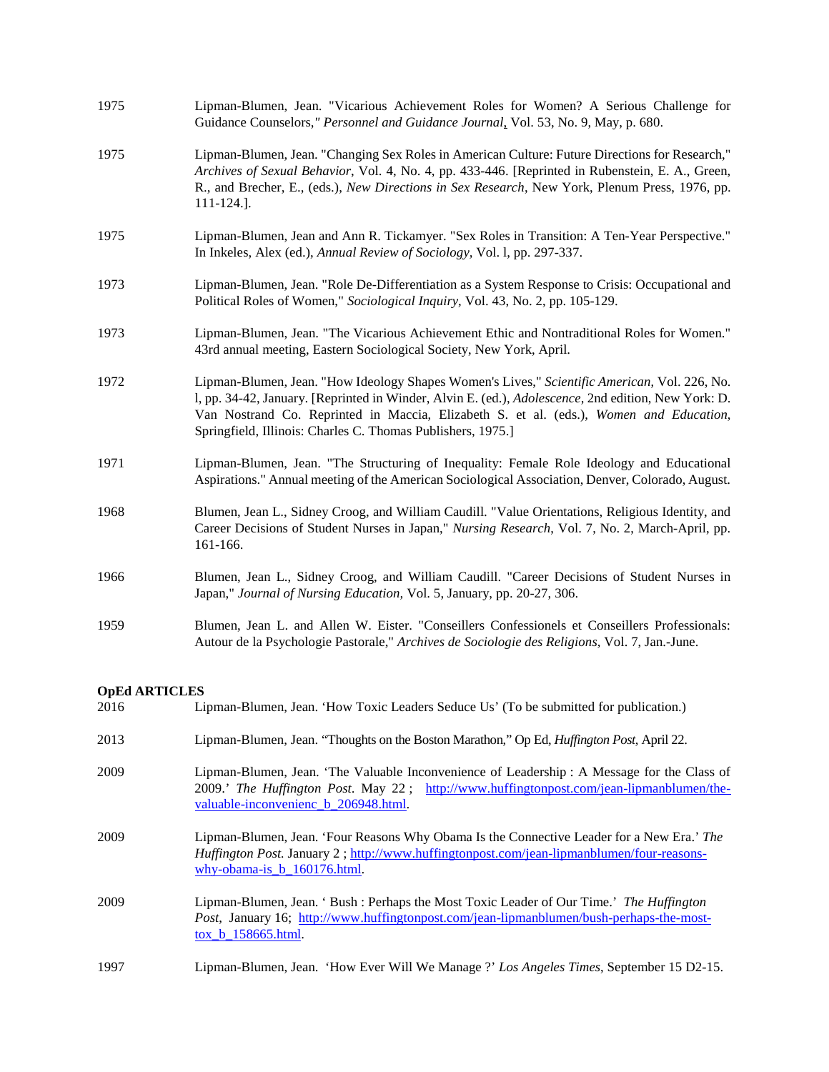1975 Lipman-Blumen, Jean. "Vicarious Achievement Roles for Women? A Serious Challenge for Guidance Counselors," *Personnel and Guidance Journal*, Vol. 53, No. 9, May, p. 680.

1975 Lipman-Blumen, Jean. "Changing Sex Roles in American Culture: Future Directions for Research," *Archives of Sexual Behavior*, Vol. 4, No. 4, pp. 433-446. [Reprinted in Rubenstein, E. A., Green, R., and Brecher, E., (eds.), *New Directions in Sex Research*, New York, Plenum Press, 1976, pp. 111-124.].

1975 Lipman-Blumen, Jean and Ann R. Tickamyer. "Sex Roles in Transition: A Ten-Year Perspective." In Inkeles, Alex (ed.), *Annual Review of Sociology*, Vol. l, pp. 297-337.

1973 Lipman-Blumen, Jean. "Role De-Differentiation as a System Response to Crisis: Occupational and Political Roles of Women," *Sociological Inquiry*, Vol. 43, No. 2, pp. 105-129.

1973 Lipman-Blumen, Jean. "The Vicarious Achievement Ethic and Nontraditional Roles for Women." 43rd annual meeting, Eastern Sociological Society, New York, April.

1972 Lipman-Blumen, Jean. "How Ideology Shapes Women's Lives," *Scientific American*, Vol. 226, No. l, pp. 34-42, January. [Reprinted in Winder, Alvin E. (ed.), *Adolescence*, 2nd edition, New York: D. Van Nostrand Co. Reprinted in Maccia, Elizabeth S. et al. (eds.), *Women and Education*, Springfield, Illinois: Charles C. Thomas Publishers, 1975.]

1971 Lipman-Blumen, Jean. "The Structuring of Inequality: Female Role Ideology and Educational Aspirations." Annual meeting of the American Sociological Association, Denver, Colorado, August.

1968 Blumen, Jean L., Sidney Croog, and William Caudill. "Value Orientations, Religious Identity, and Career Decisions of Student Nurses in Japan," *Nursing Research*, Vol. 7, No. 2, March-April, pp. 161-166.

1966 Blumen, Jean L., Sidney Croog, and William Caudill. "Career Decisions of Student Nurses in Japan," *Journal of Nursing Education,* Vol. 5, January, pp. 20-27, 306.

1959 Blumen, Jean L. and Allen W. Eister. "Conseillers Confessionels et Conseillers Professionals: Autour de la Psychologie Pastorale," *Archives de Sociologie des Religions*, Vol. 7, Jan.-June.

**OpEd ARTICLES**

2016 Lipman-Blumen, Jean. 'How Toxic Leaders Seduce Us' (To be submitted for publication.)

2013 Lipman-Blumen, Jean. "Thoughts on the Boston Marathon," Op Ed, *Huffington Post*, April 22.

2009 Lipman-Blumen, Jean. 'The Valuable Inconvenience of Leadership : A Message for the Class of 2009.' *The Huffington Post*. May 22 ; http://www.huffingtonpost.com/jean-lipmanblumen/the-valuable-inconvenienc_b_206948.html.

2009 Lipman-Blumen, Jean. 'Four Reasons Why Obama Is the Connective Leader for a New Era.' *The Huffington Post.* January 2 ; http://www.huffingtonpost.com/jean-lipmanblumen/four-reasons-why-obama-is_b_160176.html.

2009 Lipman-Blumen, Jean. ' Bush : Perhaps the Most Toxic Leader of Our Time.' *The Huffington Post*, January 16; http://www.huffingtonpost.com/jean-lipmanblumen/bush-perhaps-the-most-tox_b_158665.html.

1997 Lipman-Blumen, Jean. 'How Ever Will We Manage ?' *Los Angeles Times*, September 15 D2-15.